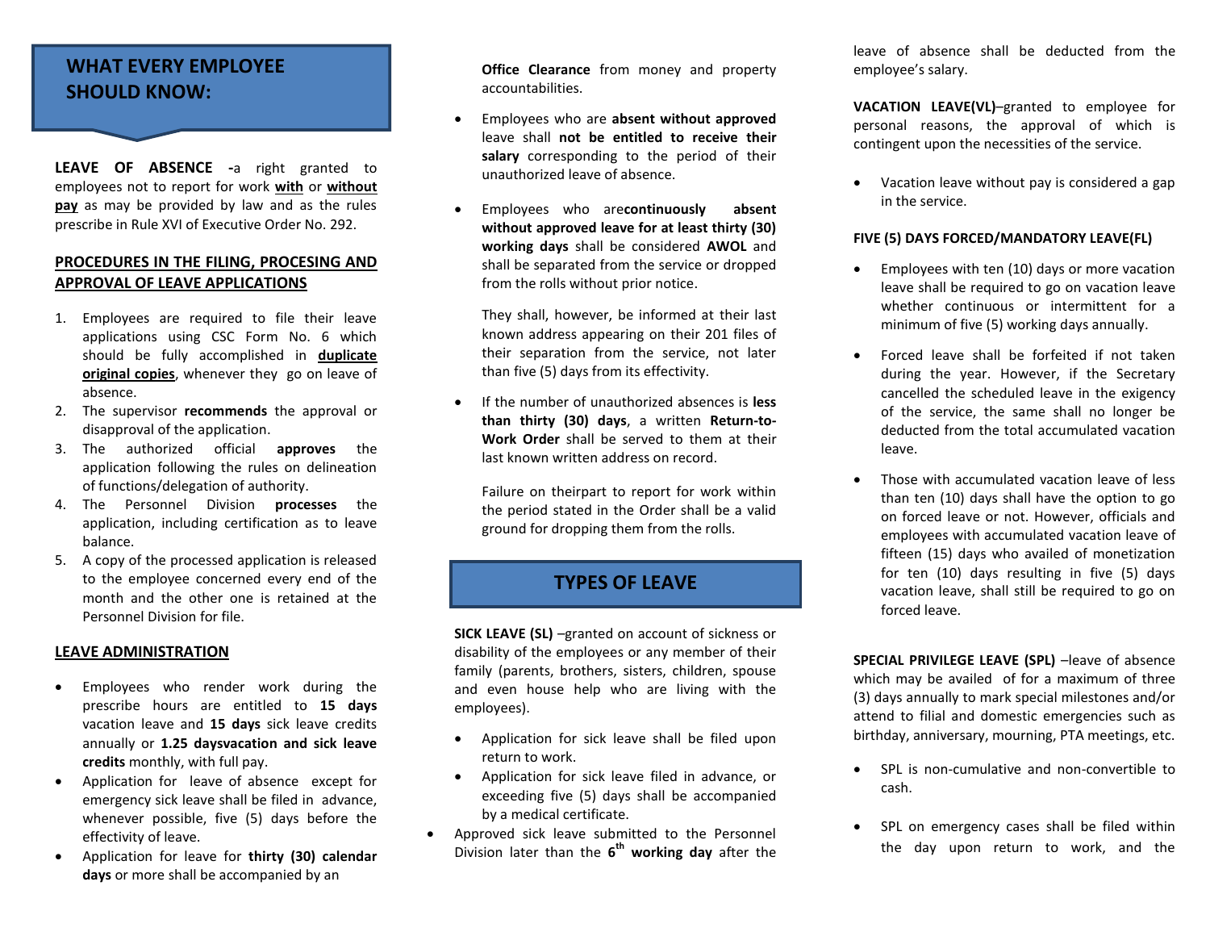# WHAT EVERY EMPLOYEE SHOULD KNOW:

**LEAVE OF ABSENCE -**a right granted to employees not to report for work **with** or **without pay** as may be provided by law and as the rules prescribe in Rule XVI of Executive Order No. 292.

## PROCEDURES IN THE FILING, PROCESING AND APPROVAL OF LEAVE APPLICATIONS

1. Employees are required to file their leave applications using CSC Form No. 6 which should be fully accomplished in **duplicate original copies**, whenever they go on leave of absence.
2. The supervisor **recommends** the approval or disapproval of the application.
3. The authorized official **approves** the application following the rules on delineation of functions/delegation of authority.
4. The Personnel Division **processes** the application, including certification as to leave balance.
5. A copy of the processed application is released to the employee concerned every end of the month and the other one is retained at the Personnel Division for file.

## LEAVE ADMINISTRATION

- Employees who render work during the prescribe hours are entitled to **15 days** vacation leave and **15 days** sick leave credits annually or **1.25 daysvacation and sick leave credits** monthly, with full pay.
- Application for leave of absence except for emergency sick leave shall be filed in advance, whenever possible, five (5) days before the effectivity of leave.
- Application for leave for **thirty (30) calendar days** or more shall be accompanied by an **Office Clearance** from money and property accountabilities.
- Employees who are **absent without approved** leave shall **not be entitled to receive their salary** corresponding to the period of their unauthorized leave of absence.
- Employees who are**continuously absent without approved leave for at least thirty (30) working days** shall be considered **AWOL** and shall be separated from the service or dropped from the rolls without prior notice.

  They shall, however, be informed at their last known address appearing on their 201 files of their separation from the service, not later than five (5) days from its effectivity.

- If the number of unauthorized absences is **less than thirty (30) days**, a written **Return-to-Work Order** shall be served to them at their last known written address on record.

  Failure on theirpart to report for work within the period stated in the Order shall be a valid ground for dropping them from the rolls.

# TYPES OF LEAVE

**SICK LEAVE (SL)** –granted on account of sickness or disability of the employees or any member of their family (parents, brothers, sisters, children, spouse and even house help who are living with the employees).

- Application for sick leave shall be filed upon return to work.
- Application for sick leave filed in advance, or exceeding five (5) days shall be accompanied by a medical certificate.
- Approved sick leave submitted to the Personnel Division later than the **6th working day** after the leave of absence shall be deducted from the employee's salary.

**VACATION LEAVE(VL)**–granted to employee for personal reasons, the approval of which is contingent upon the necessities of the service.

- Vacation leave without pay is considered a gap in the service.

**FIVE (5) DAYS FORCED/MANDATORY LEAVE(FL)**

- Employees with ten (10) days or more vacation leave shall be required to go on vacation leave whether continuous or intermittent for a minimum of five (5) working days annually.
- Forced leave shall be forfeited if not taken during the year. However, if the Secretary cancelled the scheduled leave in the exigency of the service, the same shall no longer be deducted from the total accumulated vacation leave.
- Those with accumulated vacation leave of less than ten (10) days shall have the option to go on forced leave or not. However, officials and employees with accumulated vacation leave of fifteen (15) days who availed of monetization for ten (10) days resulting in five (5) days vacation leave, shall still be required to go on forced leave.

**SPECIAL PRIVILEGE LEAVE (SPL)** –leave of absence which may be availed of for a maximum of three (3) days annually to mark special milestones and/or attend to filial and domestic emergencies such as birthday, anniversary, mourning, PTA meetings, etc.

- SPL is non-cumulative and non-convertible to cash.
- SPL on emergency cases shall be filed within the day upon return to work, and the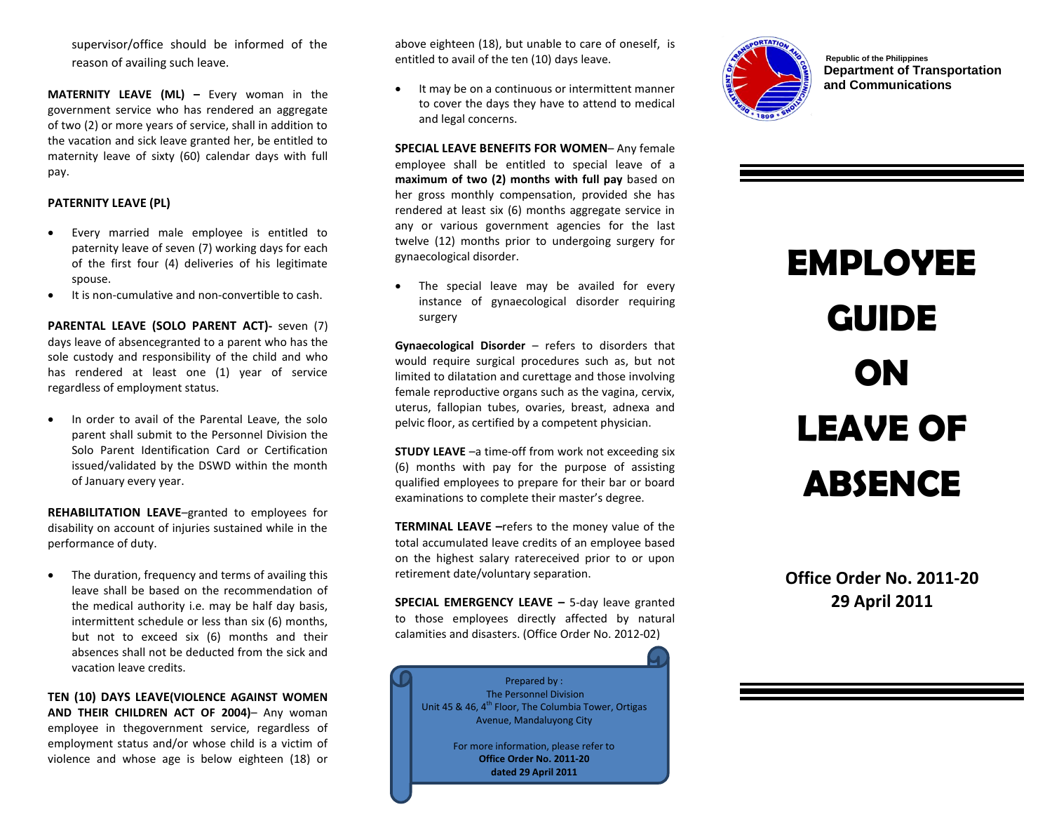supervisor/office should be informed of the reason of availing such leave.

**MATERNITY LEAVE (ML) –** Every woman in the government service who has rendered an aggregate of two (2) or more years of service, shall in addition to the vacation and sick leave granted her, be entitled to maternity leave of sixty (60) calendar days with full pay.

**PATERNITY LEAVE (PL)**

- Every married male employee is entitled to paternity leave of seven (7) working days for each of the first four (4) deliveries of his legitimate spouse.
- It is non-cumulative and non-convertible to cash.

**PARENTAL LEAVE (SOLO PARENT ACT)-** seven (7) days leave of absencegranted to a parent who has the sole custody and responsibility of the child and who has rendered at least one (1) year of service regardless of employment status.

- In order to avail of the Parental Leave, the solo parent shall submit to the Personnel Division the Solo Parent Identification Card or Certification issued/validated by the DSWD within the month of January every year.

**REHABILITATION LEAVE**–granted to employees for disability on account of injuries sustained while in the performance of duty.

- The duration, frequency and terms of availing this leave shall be based on the recommendation of the medical authority i.e. may be half day basis, intermittent schedule or less than six (6) months, but not to exceed six (6) months and their absences shall not be deducted from the sick and vacation leave credits.

**TEN (10) DAYS LEAVE(VIOLENCE AGAINST WOMEN AND THEIR CHILDREN ACT OF 2004)**– Any woman employee in thegovernment service, regardless of employment status and/or whose child is a victim of violence and whose age is below eighteen (18) or above eighteen (18), but unable to care of oneself, is entitled to avail of the ten (10) days leave.

- It may be on a continuous or intermittent manner to cover the days they have to attend to medical and legal concerns.

**SPECIAL LEAVE BENEFITS FOR WOMEN**– Any female employee shall be entitled to special leave of a **maximum of two (2) months with full pay** based on her gross monthly compensation, provided she has rendered at least six (6) months aggregate service in any or various government agencies for the last twelve (12) months prior to undergoing surgery for gynaecological disorder.

- The special leave may be availed for every instance of gynaecological disorder requiring surgery

**Gynaecological Disorder** – refers to disorders that would require surgical procedures such as, but not limited to dilatation and curettage and those involving female reproductive organs such as the vagina, cervix, uterus, fallopian tubes, ovaries, breast, adnexa and pelvic floor, as certified by a competent physician.

**STUDY LEAVE** –a time-off from work not exceeding six (6) months with pay for the purpose of assisting qualified employees to prepare for their bar or board examinations to complete their master's degree.

**TERMINAL LEAVE –**refers to the money value of the total accumulated leave credits of an employee based on the highest salary ratereceived prior to or upon retirement date/voluntary separation.

**SPECIAL EMERGENCY LEAVE –** 5-day leave granted to those employees directly affected by natural calamities and disasters. (Office Order No. 2012-02)

Prepared by :
The Personnel Division
Unit 45 & 46, 4th Floor, The Columbia Tower, Ortigas Avenue, Mandaluyong City

For more information, please refer to
**Office Order No. 2011-20**
**dated 29 April 2011**

Republic of the Philippines
**Department of Transportation and Communications**

# EMPLOYEE GUIDE ON LEAVE OF ABSENCE

**Office Order No. 2011-20**
**29 April 2011**